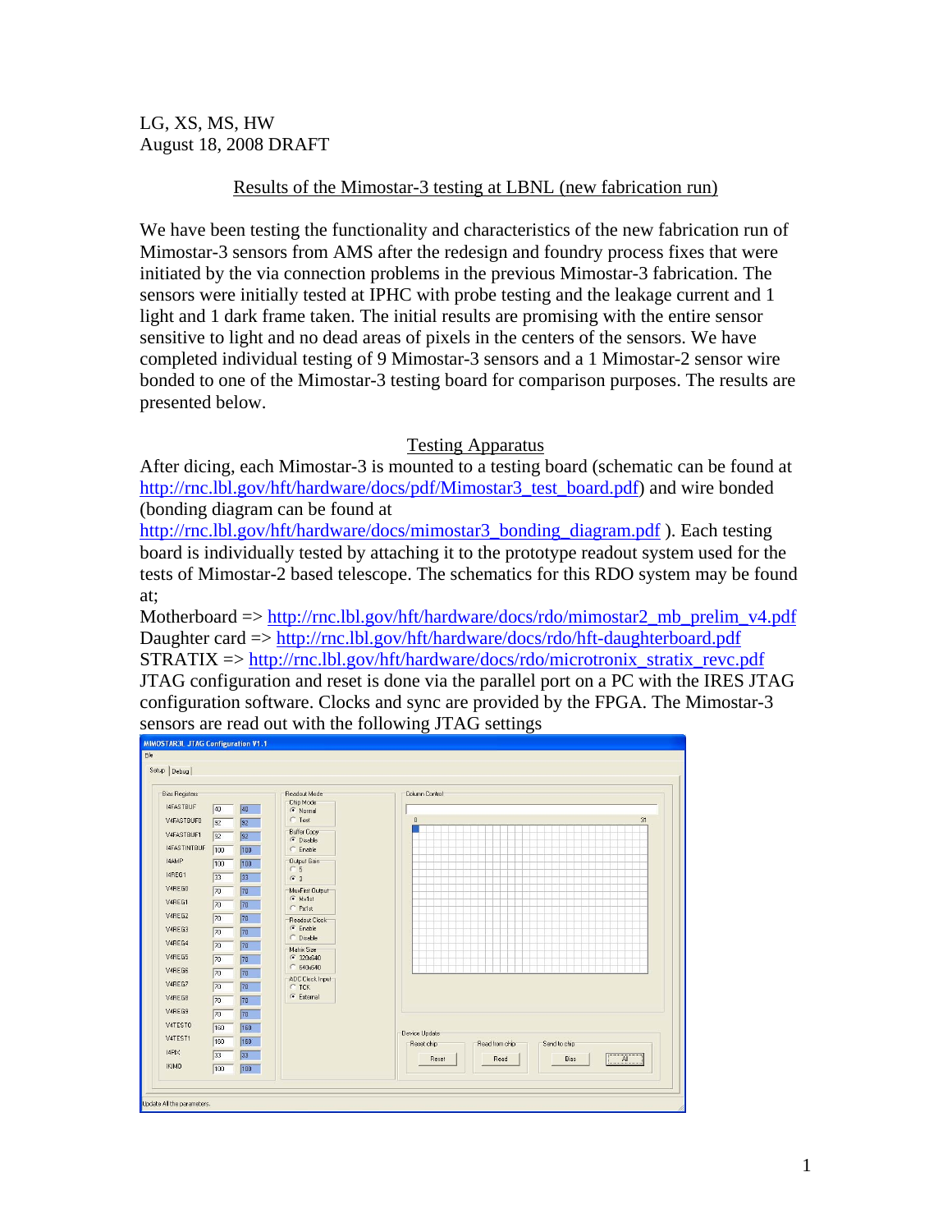LG, XS, MS, HW
August 18, 2008 DRAFT

## Results of the Mimostar-3 testing at LBNL (new fabrication run)

We have been testing the functionality and characteristics of the new fabrication run of Mimostar-3 sensors from AMS after the redesign and foundry process fixes that were initiated by the via connection problems in the previous Mimostar-3 fabrication. The sensors were initially tested at IPHC with probe testing and the leakage current and 1 light and 1 dark frame taken. The initial results are promising with the entire sensor sensitive to light and no dead areas of pixels in the centers of the sensors. We have completed individual testing of 9 Mimostar-3 sensors and a 1 Mimostar-2 sensor wire bonded to one of the Mimostar-3 testing board for comparison purposes. The results are presented below.

### Testing Apparatus

After dicing, each Mimostar-3 is mounted to a testing board (schematic can be found at http://rnc.lbl.gov/hft/hardware/docs/pdf/Mimostar3_test_board.pdf) and wire bonded (bonding diagram can be found at http://rnc.lbl.gov/hft/hardware/docs/mimostar3_bonding_diagram.pdf ). Each testing board is individually tested by attaching it to the prototype readout system used for the tests of Mimostar-2 based telescope. The schematics for this RDO system may be found at;

Motherboard => http://rnc.lbl.gov/hft/hardware/docs/rdo/mimostar2_mb_prelim_v4.pdf
Daughter card => http://rnc.lbl.gov/hft/hardware/docs/rdo/hft-daughterboard.pdf
STRATIX => http://rnc.lbl.gov/hft/hardware/docs/rdo/microtronix_stratix_revc.pdf
JTAG configuration and reset is done via the parallel port on a PC with the IRES JTAG configuration software. Clocks and sync are provided by the FPGA. The Mimostar-3 sensors are read out with the following JTAG settings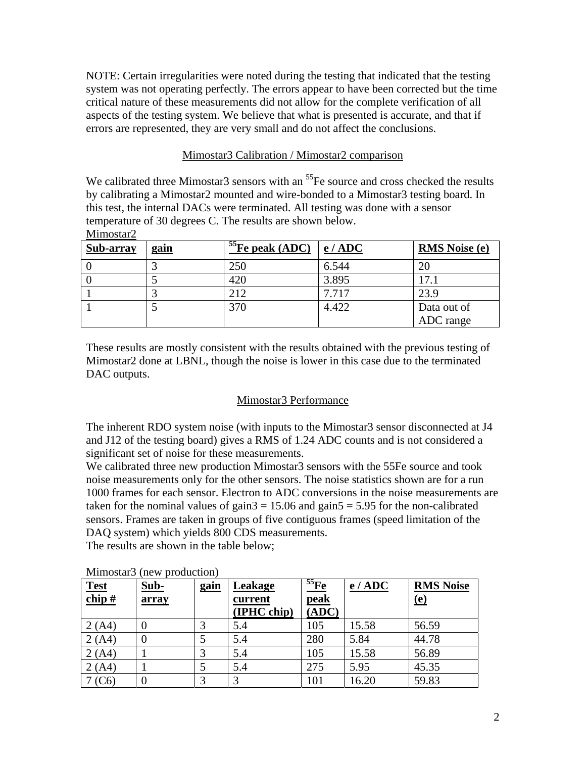NOTE: Certain irregularities were noted during the testing that indicated that the testing system was not operating perfectly. The errors appear to have been corrected but the time critical nature of these measurements did not allow for the complete verification of all aspects of the testing system. We believe that what is presented is accurate, and that if errors are represented, they are very small and do not affect the conclusions.

## Mimostar3 Calibration / Mimostar2 comparison

We calibrated three Mimostar3 sensors with an $^{55}$Fe source and cross checked the results by calibrating a Mimostar2 mounted and wire-bonded to a Mimostar3 testing board. In this test, the internal DACs were terminated. All testing was done with a sensor temperature of 30 degrees C. The results are shown below.

Mimostar2

| Sub-array | gain | $^{55}$Fe peak (ADC) | e / ADC | RMS Noise (e) |
|---|---|---|---|---|
| 0 | 3 | 250 | 6.544 | 20 |
| 0 | 5 | 420 | 3.895 | 17.1 |
| 1 | 3 | 212 | 7.717 | 23.9 |
| 1 | 5 | 370 | 4.422 | Data out of ADC range |

These results are mostly consistent with the results obtained with the previous testing of Mimostar2 done at LBNL, though the noise is lower in this case due to the terminated DAC outputs.

## Mimostar3 Performance

The inherent RDO system noise (with inputs to the Mimostar3 sensor disconnected at J4 and J12 of the testing board) gives a RMS of 1.24 ADC counts and is not considered a significant set of noise for these measurements.

We calibrated three new production Mimostar3 sensors with the 55Fe source and took noise measurements only for the other sensors. The noise statistics shown are for a run 1000 frames for each sensor. Electron to ADC conversions in the noise measurements are taken for the nominal values of gain3 = 15.06 and gain5 = 5.95 for the non-calibrated sensors. Frames are taken in groups of five contiguous frames (speed limitation of the DAQ system) which yields 800 CDS measurements.

The results are shown in the table below;

Mimostar3 (new production)

| Test chip # | Sub-array | gain | Leakage current (IPHC chip) | $^{55}$Fe peak (ADC) | e / ADC | RMS Noise (e) |
|---|---|---|---|---|---|---|
| 2 (A4) | 0 | 3 | 5.4 | 105 | 15.58 | 56.59 |
| 2 (A4) | 0 | 5 | 5.4 | 280 | 5.84 | 44.78 |
| 2 (A4) | 1 | 3 | 5.4 | 105 | 15.58 | 56.89 |
| 2 (A4) | 1 | 5 | 5.4 | 275 | 5.95 | 45.35 |
| 7 (C6) | 0 | 3 | 3 | 101 | 16.20 | 59.83 |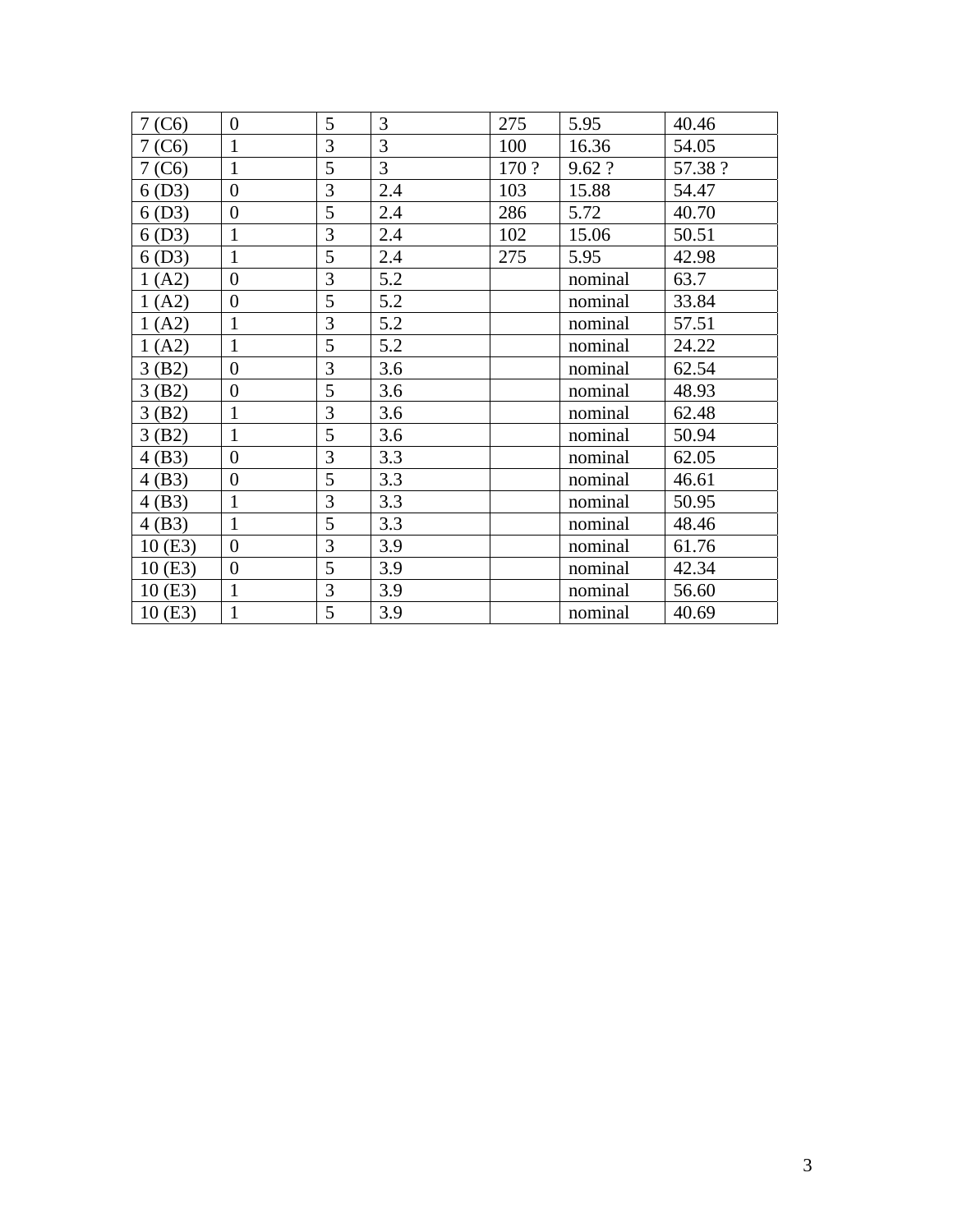| 7 (C6) | 0 | 5 | 3 | 275 | 5.95 | 40.46 |
|---|---|---|---|---|---|---|
| 7 (C6) | 1 | 3 | 3 | 100 | 16.36 | 54.05 |
| 7 (C6) | 1 | 5 | 3 | 170 ? | 9.62 ? | 57.38 ? |
| 6 (D3) | 0 | 3 | 2.4 | 103 | 15.88 | 54.47 |
| 6 (D3) | 0 | 5 | 2.4 | 286 | 5.72 | 40.70 |
| 6 (D3) | 1 | 3 | 2.4 | 102 | 15.06 | 50.51 |
| 6 (D3) | 1 | 5 | 2.4 | 275 | 5.95 | 42.98 |
| 1 (A2) | 0 | 3 | 5.2 | | nominal | 63.7 |
| 1 (A2) | 0 | 5 | 5.2 | | nominal | 33.84 |
| 1 (A2) | 1 | 3 | 5.2 | | nominal | 57.51 |
| 1 (A2) | 1 | 5 | 5.2 | | nominal | 24.22 |
| 3 (B2) | 0 | 3 | 3.6 | | nominal | 62.54 |
| 3 (B2) | 0 | 5 | 3.6 | | nominal | 48.93 |
| 3 (B2) | 1 | 3 | 3.6 | | nominal | 62.48 |
| 3 (B2) | 1 | 5 | 3.6 | | nominal | 50.94 |
| 4 (B3) | 0 | 3 | 3.3 | | nominal | 62.05 |
| 4 (B3) | 0 | 5 | 3.3 | | nominal | 46.61 |
| 4 (B3) | 1 | 3 | 3.3 | | nominal | 50.95 |
| 4 (B3) | 1 | 5 | 3.3 | | nominal | 48.46 |
| 10 (E3) | 0 | 3 | 3.9 | | nominal | 61.76 |
| 10 (E3) | 0 | 5 | 3.9 | | nominal | 42.34 |
| 10 (E3) | 1 | 3 | 3.9 | | nominal | 56.60 |
| 10 (E3) | 1 | 5 | 3.9 | | nominal | 40.69 |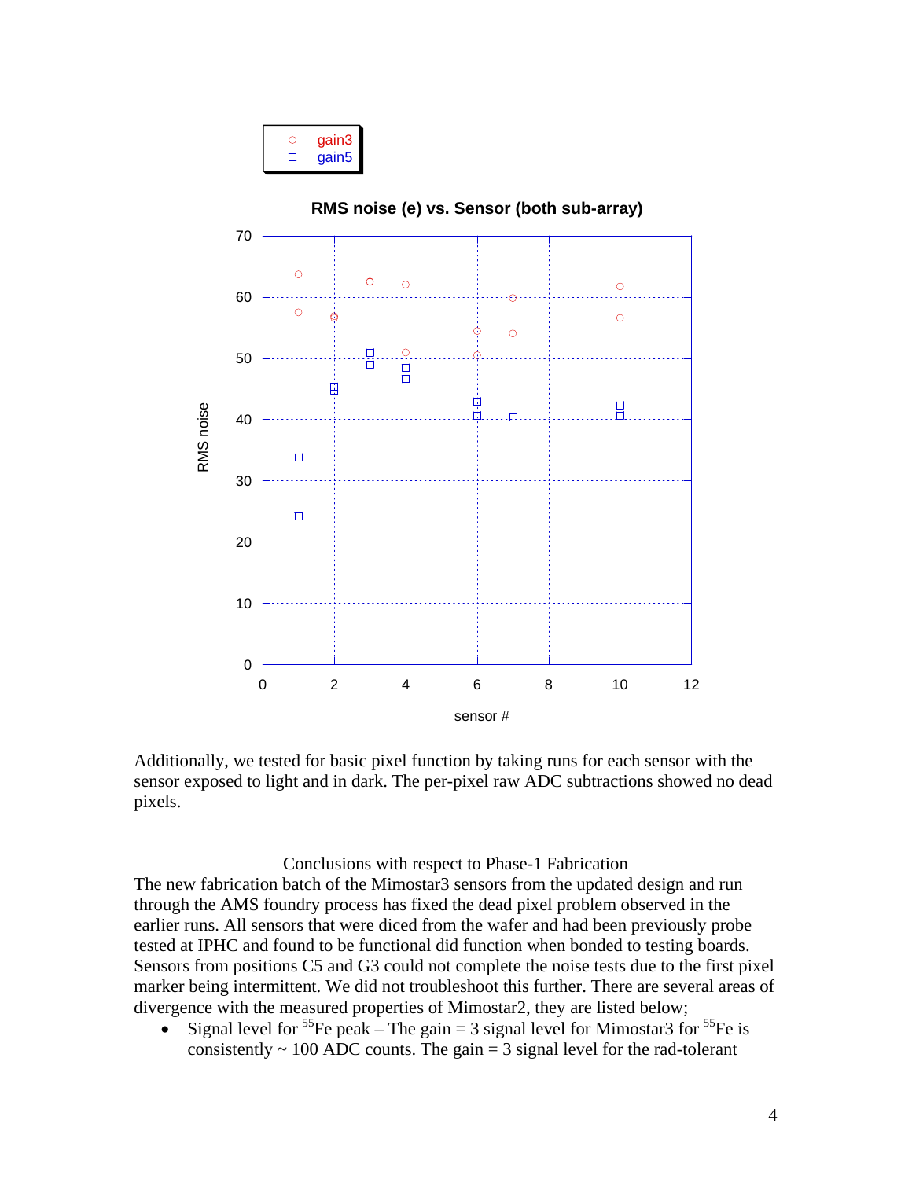Additionally, we tested for basic pixel function by taking runs for each sensor with the sensor exposed to light and in dark. The per-pixel raw ADC subtractions showed no dead pixels.

## Conclusions with respect to Phase-1 Fabrication

The new fabrication batch of the Mimostar3 sensors from the updated design and run through the AMS foundry process has fixed the dead pixel problem observed in the earlier runs. All sensors that were diced from the wafer and had been previously probe tested at IPHC and found to be functional did function when bonded to testing boards. Sensors from positions C5 and G3 could not complete the noise tests due to the first pixel marker being intermittent. We did not troubleshoot this further. There are several areas of divergence with the measured properties of Mimostar2, they are listed below;

- Signal level for $^{55}Fe$ peak – The gain = 3 signal level for Mimostar3 for $^{55}Fe$ is consistently ~ 100 ADC counts. The gain = 3 signal level for the rad-tolerant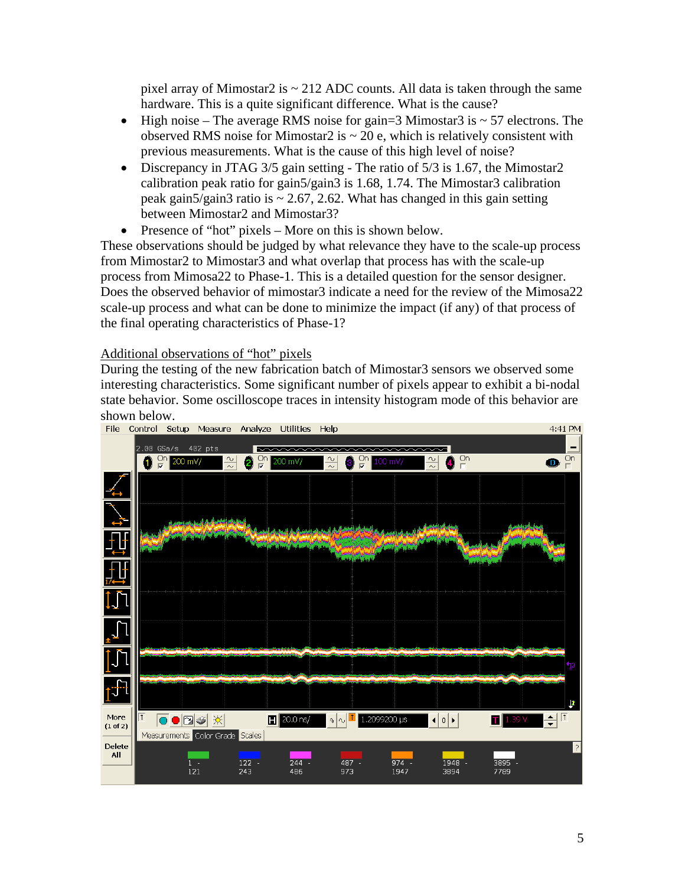pixel array of Mimostar2 is ~ 212 ADC counts. All data is taken through the same hardware. This is a quite significant difference. What is the cause?

- High noise – The average RMS noise for gain=3 Mimostar3 is ~ 57 electrons. The observed RMS noise for Mimostar2 is ~ 20 e, which is relatively consistent with previous measurements. What is the cause of this high level of noise?
- Discrepancy in JTAG 3/5 gain setting - The ratio of 5/3 is 1.67, the Mimostar2 calibration peak ratio for gain5/gain3 is 1.68, 1.74. The Mimostar3 calibration peak gain5/gain3 ratio is ~ 2.67, 2.62. What has changed in this gain setting between Mimostar2 and Mimostar3?
- Presence of "hot" pixels – More on this is shown below.

These observations should be judged by what relevance they have to the scale-up process from Mimostar2 to Mimostar3 and what overlap that process has with the scale-up process from Mimosa22 to Phase-1. This is a detailed question for the sensor designer. Does the observed behavior of mimostar3 indicate a need for the review of the Mimosa22 scale-up process and what can be done to minimize the impact (if any) of that process of the final operating characteristics of Phase-1?

<u>Additional observations of "hot" pixels</u>

During the testing of the new fabrication batch of Mimostar3 sensors we observed some interesting characteristics. Some significant number of pixels appear to exhibit a bi-nodal state behavior. Some oscilloscope traces in intensity histogram mode of this behavior are shown below.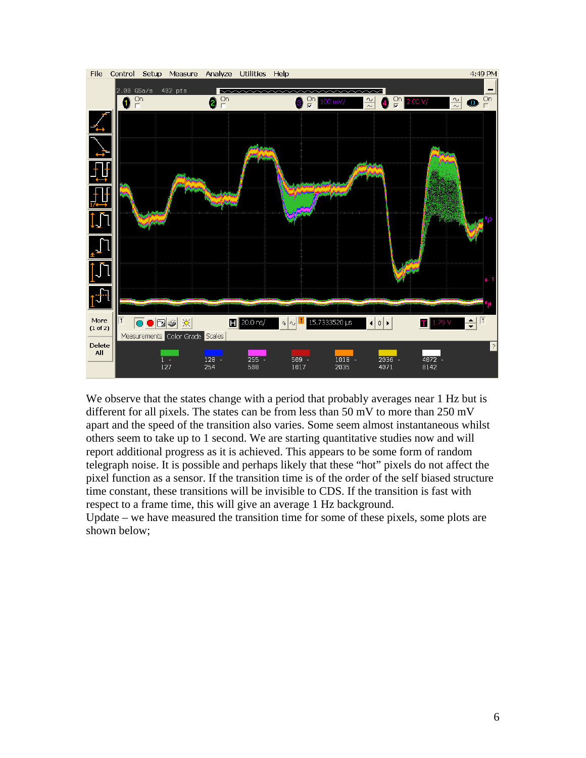We observe that the states change with a period that probably averages near 1 Hz but is different for all pixels. The states can be from less than 50 mV to more than 250 mV apart and the speed of the transition also varies. Some seem almost instantaneous whilst others seem to take up to 1 second. We are starting quantitative studies now and will report additional progress as it is achieved. This appears to be some form of random telegraph noise. It is possible and perhaps likely that these "hot" pixels do not affect the pixel function as a sensor. If the transition time is of the order of the self biased structure time constant, these transitions will be invisible to CDS. If the transition is fast with respect to a frame time, this will give an average 1 Hz background.

Update – we have measured the transition time for some of these pixels, some plots are shown below;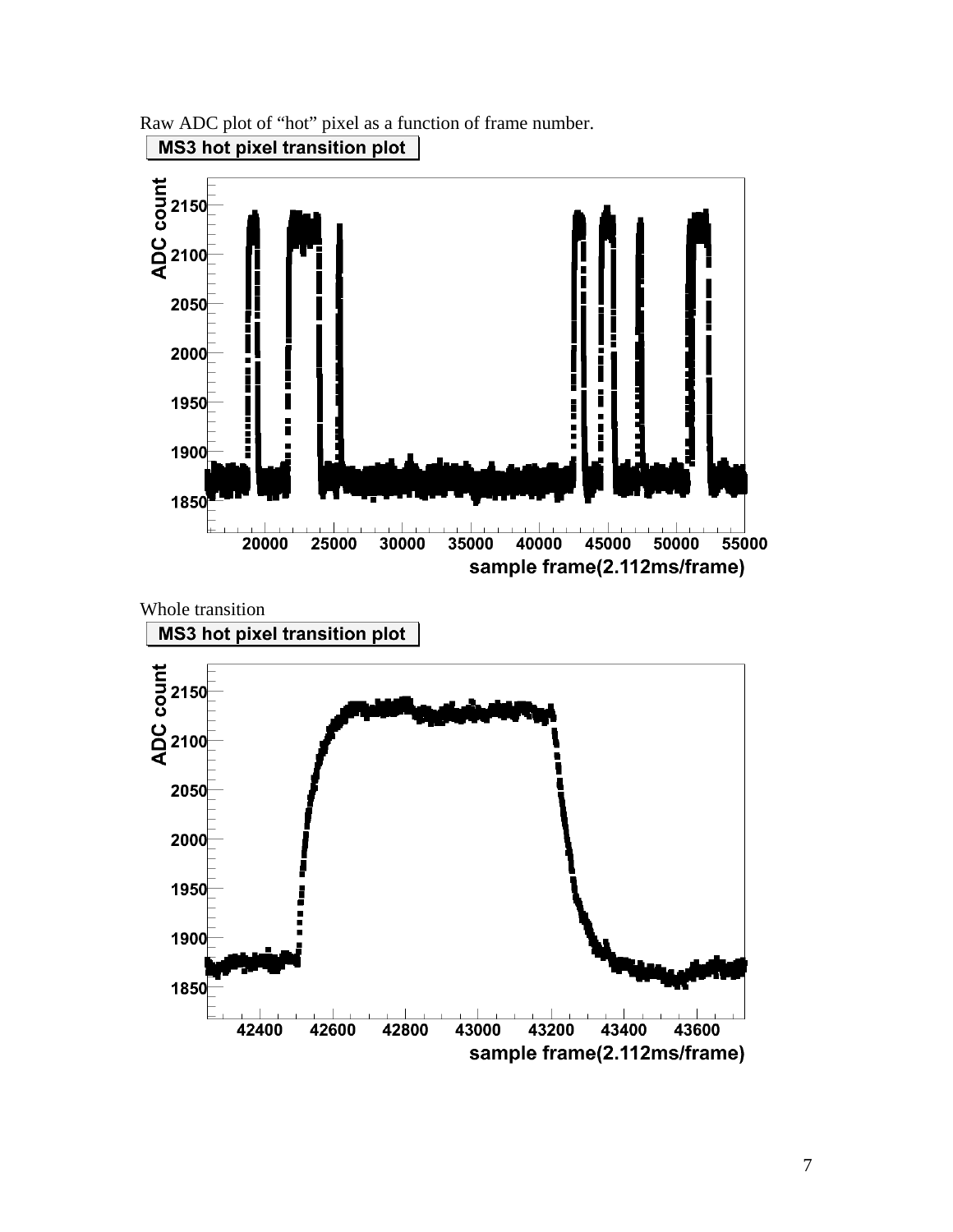Raw ADC plot of “hot” pixel as a function of frame number.

Whole transition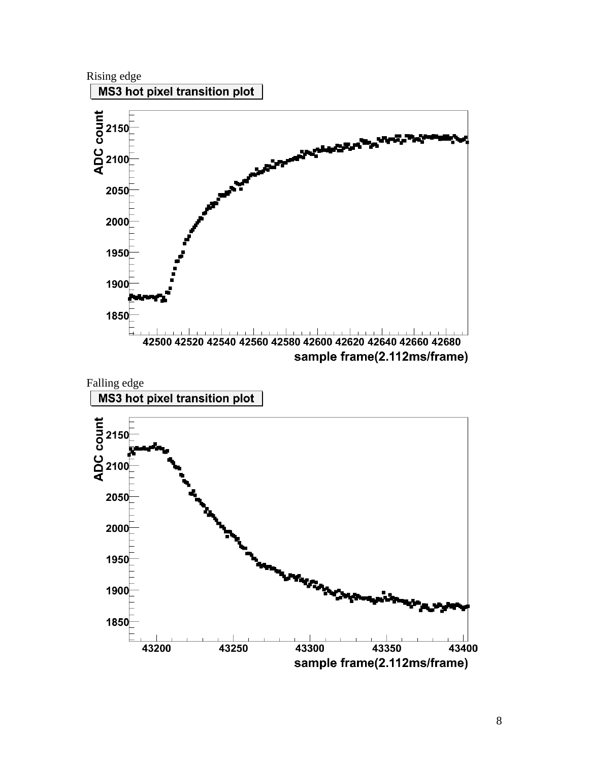Rising edge

Falling edge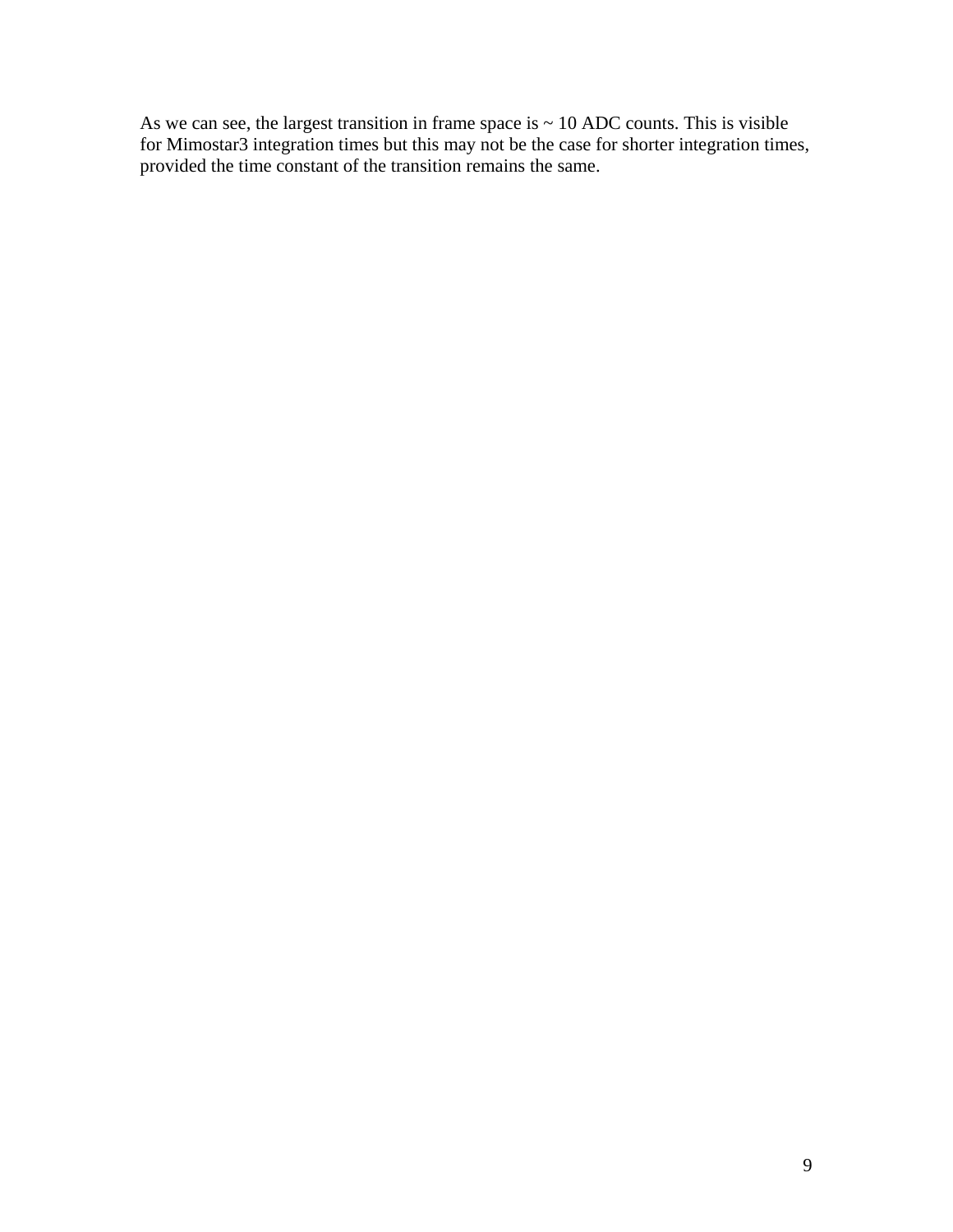As we can see, the largest transition in frame space is ~ 10 ADC counts. This is visible for Mimostar3 integration times but this may not be the case for shorter integration times, provided the time constant of the transition remains the same.